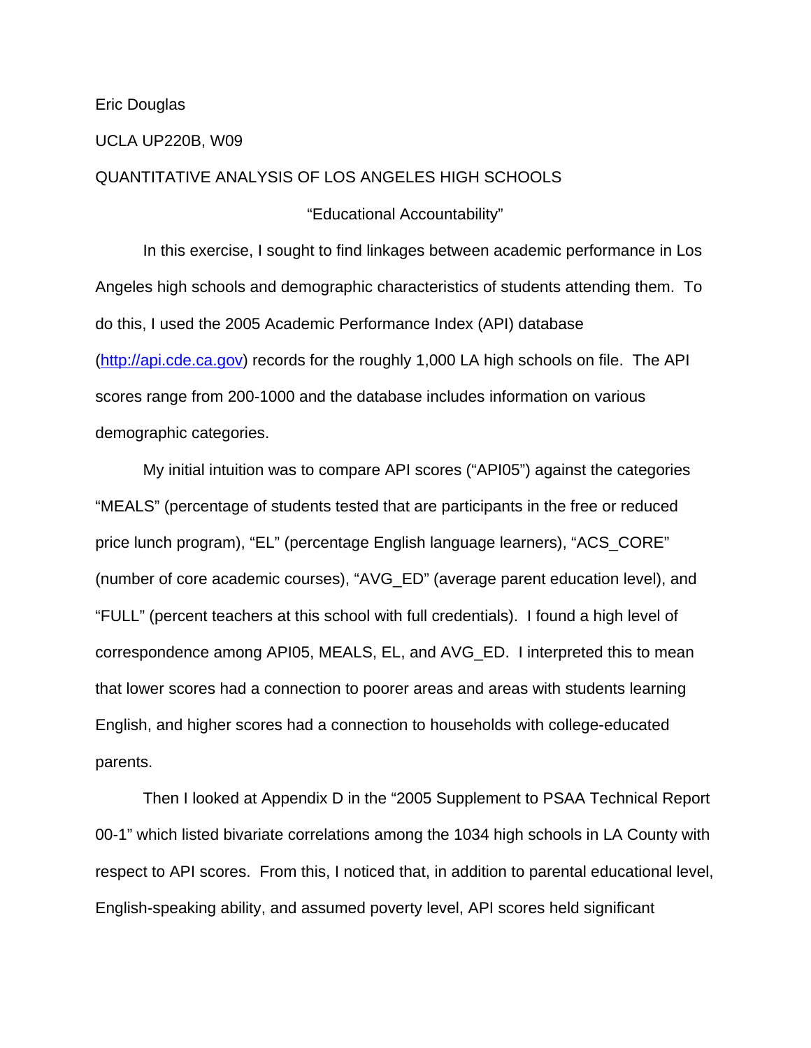Eric Douglas

UCLA UP220B, W09

QUANTITATIVE ANALYSIS OF LOS ANGELES HIGH SCHOOLS

"Educational Accountability"

In this exercise, I sought to find linkages between academic performance in Los Angeles high schools and demographic characteristics of students attending them. To do this, I used the 2005 Academic Performance Index (API) database (http://api.cde.ca.gov) records for the roughly 1,000 LA high schools on file. The API scores range from 200-1000 and the database includes information on various demographic categories.

My initial intuition was to compare API scores ("API05") against the categories "MEALS" (percentage of students tested that are participants in the free or reduced price lunch program), "EL" (percentage English language learners), "ACS_CORE" (number of core academic courses), "AVG_ED" (average parent education level), and "FULL" (percent teachers at this school with full credentials). I found a high level of correspondence among API05, MEALS, EL, and AVG_ED. I interpreted this to mean that lower scores had a connection to poorer areas and areas with students learning English, and higher scores had a connection to households with college-educated parents.

Then I looked at Appendix D in the "2005 Supplement to PSAA Technical Report 00-1" which listed bivariate correlations among the 1034 high schools in LA County with respect to API scores. From this, I noticed that, in addition to parental educational level, English-speaking ability, and assumed poverty level, API scores held significant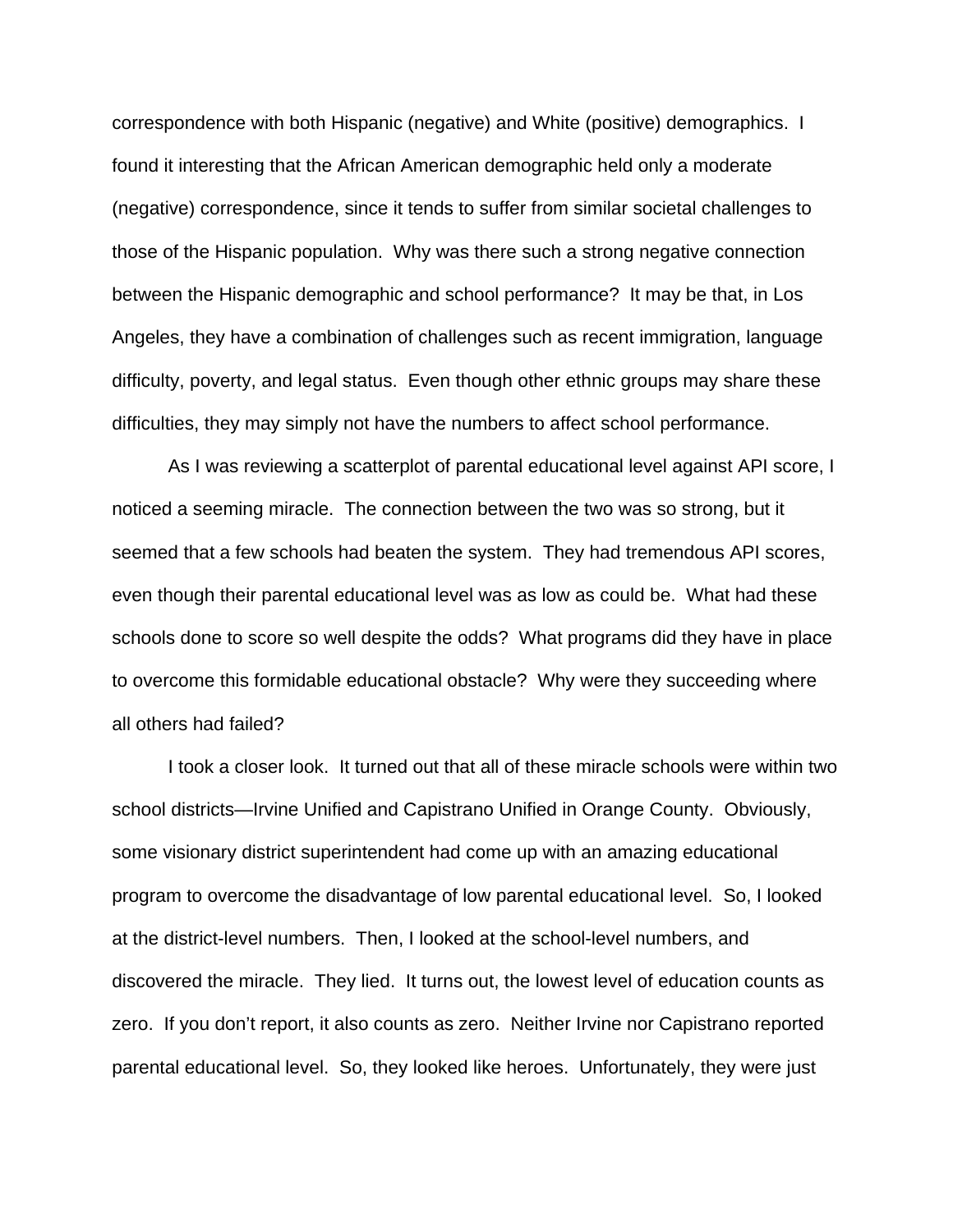correspondence with both Hispanic (negative) and White (positive) demographics. I found it interesting that the African American demographic held only a moderate (negative) correspondence, since it tends to suffer from similar societal challenges to those of the Hispanic population. Why was there such a strong negative connection between the Hispanic demographic and school performance? It may be that, in Los Angeles, they have a combination of challenges such as recent immigration, language difficulty, poverty, and legal status. Even though other ethnic groups may share these difficulties, they may simply not have the numbers to affect school performance.

As I was reviewing a scatterplot of parental educational level against API score, I noticed a seeming miracle. The connection between the two was so strong, but it seemed that a few schools had beaten the system. They had tremendous API scores, even though their parental educational level was as low as could be. What had these schools done to score so well despite the odds? What programs did they have in place to overcome this formidable educational obstacle? Why were they succeeding where all others had failed?

I took a closer look. It turned out that all of these miracle schools were within two school districts—Irvine Unified and Capistrano Unified in Orange County. Obviously, some visionary district superintendent had come up with an amazing educational program to overcome the disadvantage of low parental educational level. So, I looked at the district-level numbers. Then, I looked at the school-level numbers, and discovered the miracle. They lied. It turns out, the lowest level of education counts as zero. If you don't report, it also counts as zero. Neither Irvine nor Capistrano reported parental educational level. So, they looked like heroes. Unfortunately, they were just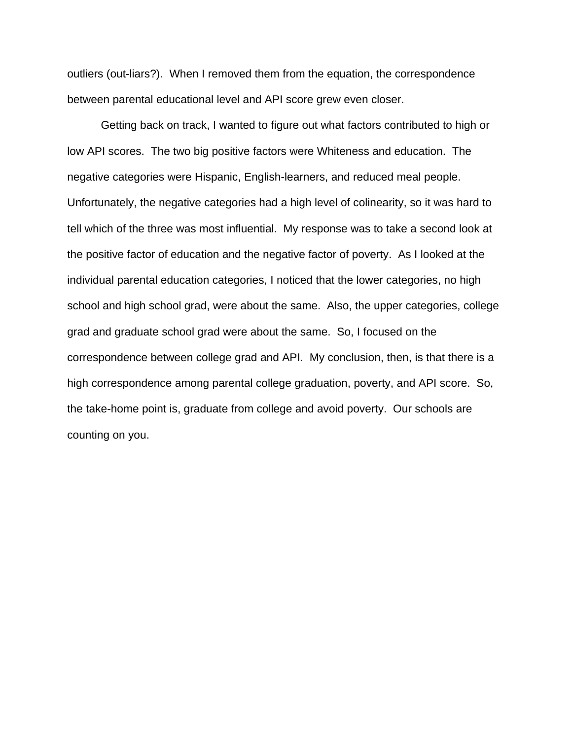outliers (out-liars?). When I removed them from the equation, the correspondence between parental educational level and API score grew even closer.

Getting back on track, I wanted to figure out what factors contributed to high or low API scores. The two big positive factors were Whiteness and education. The negative categories were Hispanic, English-learners, and reduced meal people. Unfortunately, the negative categories had a high level of colinearity, so it was hard to tell which of the three was most influential. My response was to take a second look at the positive factor of education and the negative factor of poverty. As I looked at the individual parental education categories, I noticed that the lower categories, no high school and high school grad, were about the same. Also, the upper categories, college grad and graduate school grad were about the same. So, I focused on the correspondence between college grad and API. My conclusion, then, is that there is a high correspondence among parental college graduation, poverty, and API score. So, the take-home point is, graduate from college and avoid poverty. Our schools are counting on you.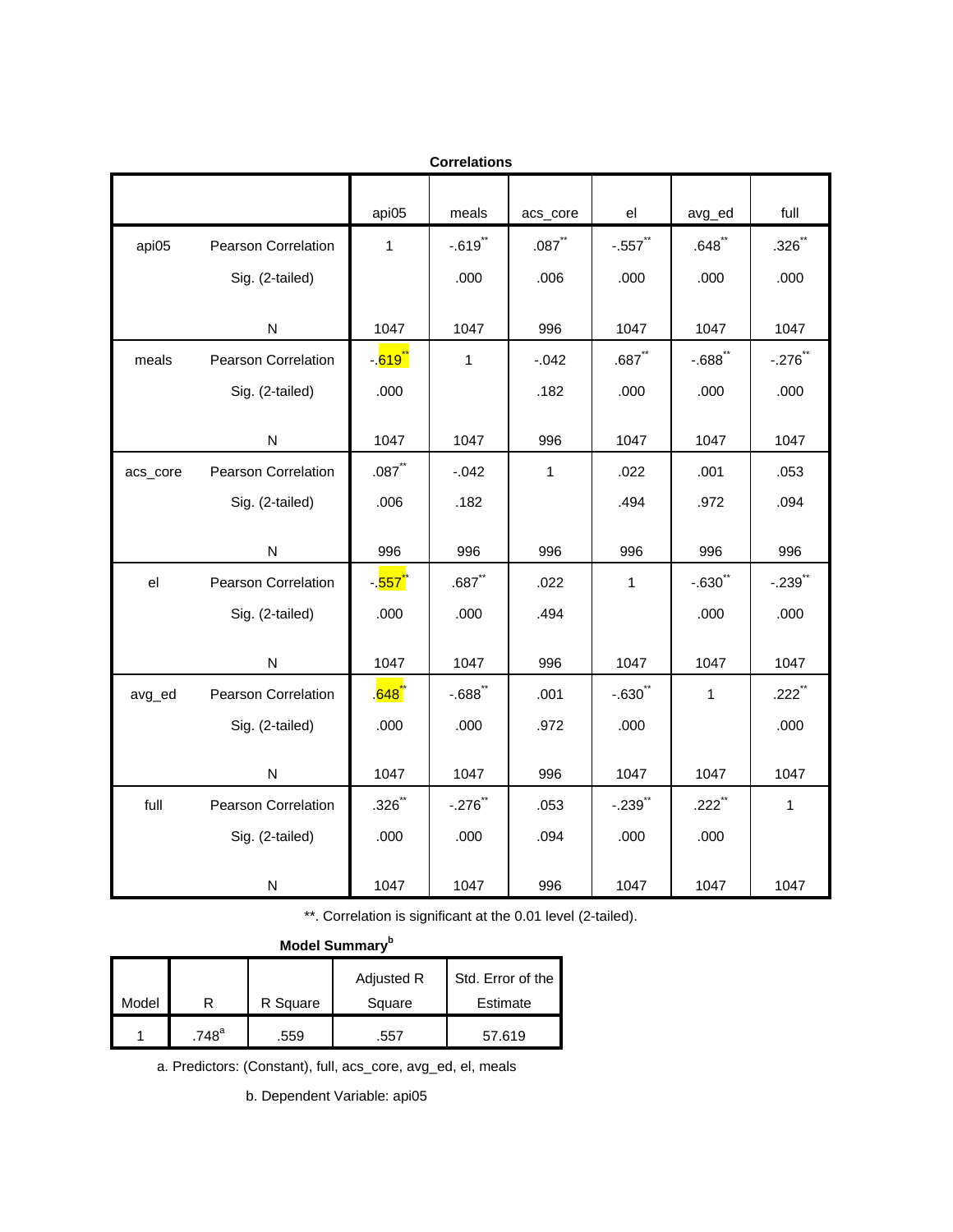**Correlations**

| | | api05 | meals | acs_core | el | avg_ed | full |
|---|---|---|---|---|---|---|---|
| api05 | Pearson Correlation | 1 | -.619** | .087** | -.557** | .648** | .326** |
| | Sig. (2-tailed) | | .000 | .006 | .000 | .000 | .000 |
| | N | 1047 | 1047 | 996 | 1047 | 1047 | 1047 |
| meals | Pearson Correlation | -.619** | 1 | -.042 | .687** | -.688** | -.276** |
| | Sig. (2-tailed) | .000 | | .182 | .000 | .000 | .000 |
| | N | 1047 | 1047 | 996 | 1047 | 1047 | 1047 |
| acs_core | Pearson Correlation | .087** | -.042 | 1 | .022 | .001 | .053 |
| | Sig. (2-tailed) | .006 | .182 | | .494 | .972 | .094 |
| | N | 996 | 996 | 996 | 996 | 996 | 996 |
| el | Pearson Correlation | -.557** | .687** | .022 | 1 | -.630** | -.239** |
| | Sig. (2-tailed) | .000 | .000 | .494 | | .000 | .000 |
| | N | 1047 | 1047 | 996 | 1047 | 1047 | 1047 |
| avg_ed | Pearson Correlation | .648** | -.688** | .001 | -.630** | 1 | .222** |
| | Sig. (2-tailed) | .000 | .000 | .972 | .000 | | .000 |
| | N | 1047 | 1047 | 996 | 1047 | 1047 | 1047 |
| full | Pearson Correlation | .326** | -.276** | .053 | -.239** | .222** | 1 |
| | Sig. (2-tailed) | .000 | .000 | .094 | .000 | .000 | |
| | N | 1047 | 1047 | 996 | 1047 | 1047 | 1047 |

**. Correlation is significant at the 0.01 level (2-tailed).

**Model Summary**[b]

| Model | R | R Square | Adjusted R Square | Std. Error of the Estimate |
|---|---|---|---|---|
| 1 | .748[a] | .559 | .557 | 57.619 |

a. Predictors: (Constant), full, acs_core, avg_ed, el, meals

b. Dependent Variable: api05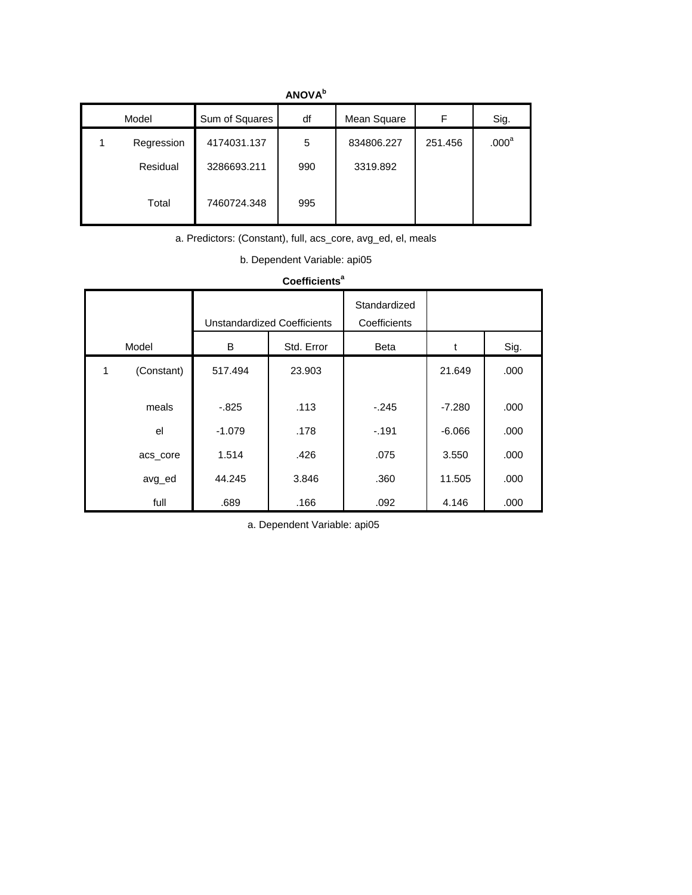**ANOVA[b]**

| Model | | Sum of Squares | df | Mean Square | F | Sig. |
|---|---|---|---|---|---|---|
| 1 | Regression | 4174031.137 | 5 | 834806.227 | 251.456 | .000[a] |
| | Residual | 3286693.211 | 990 | 3319.892 | | |
| | Total | 7460724.348 | 995 | | | |

a. Predictors: (Constant), full, acs_core, avg_ed, el, meals

b. Dependent Variable: api05

**Coefficients[a]**

| Model | | Unstandardized Coefficients | | Standardized Coefficients | | |
|---|---|---|---|---|---|---|
| | | B | Std. Error | Beta | t | Sig. |
| 1 | (Constant) | 517.494 | 23.903 | | 21.649 | .000 |
| | meals | -.825 | .113 | -.245 | -7.280 | .000 |
| | el | -1.079 | .178 | -.191 | -6.066 | .000 |
| | acs_core | 1.514 | .426 | .075 | 3.550 | .000 |
| | avg_ed | 44.245 | 3.846 | .360 | 11.505 | .000 |
| | full | .689 | .166 | .092 | 4.146 | .000 |

a. Dependent Variable: api05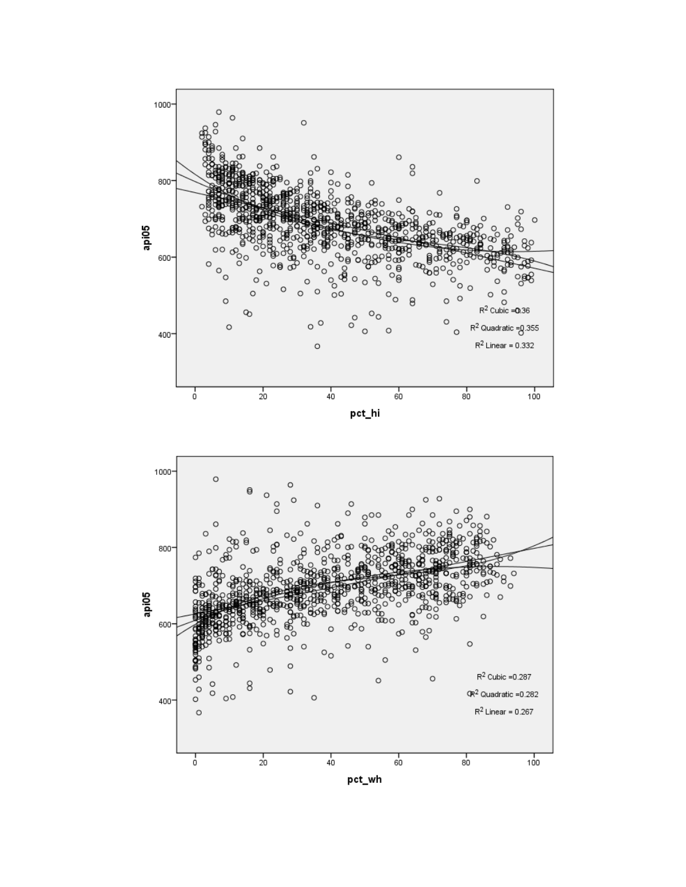$R^2$ Cubic = 0.36

$R^2$ Quadratic = 0.355

$R^2$ Linear = 0.332

api05

pct_hi

$R^2$ Cubic = 0.287

$R^2$ Quadratic = 0.282

$R^2$ Linear = 0.267

api05

pct_wh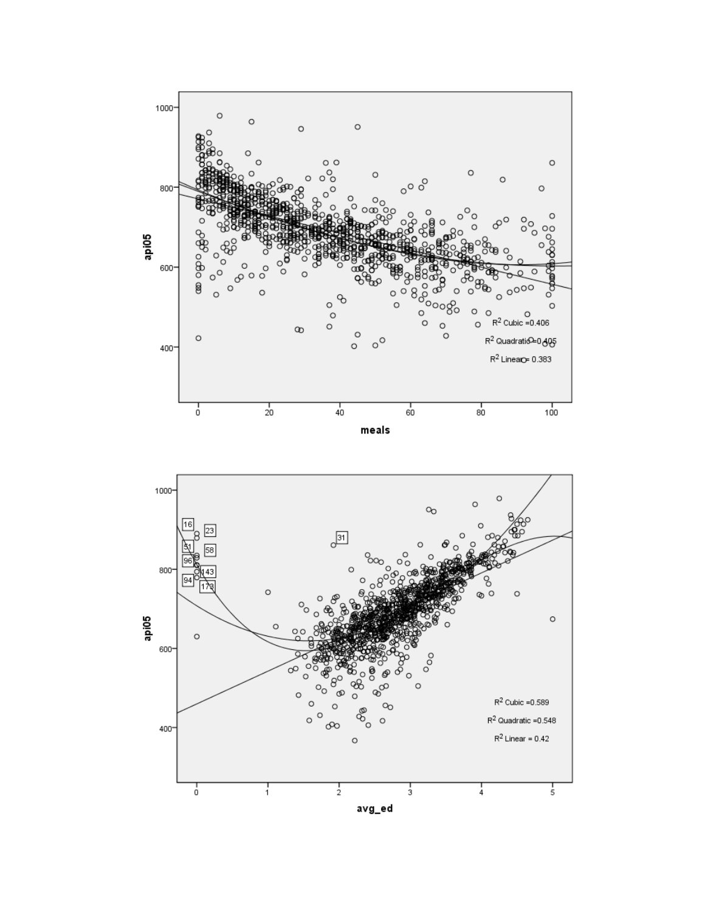$R^2$ Cubic =0.406

$R^2$ Quadratic =0.405

$R^2$ Linear = 0.383

api05

meals

$R^2$ Cubic =0.589

$R^2$ Quadratic =0.548

$R^2$ Linear = 0.42

api05

avg_ed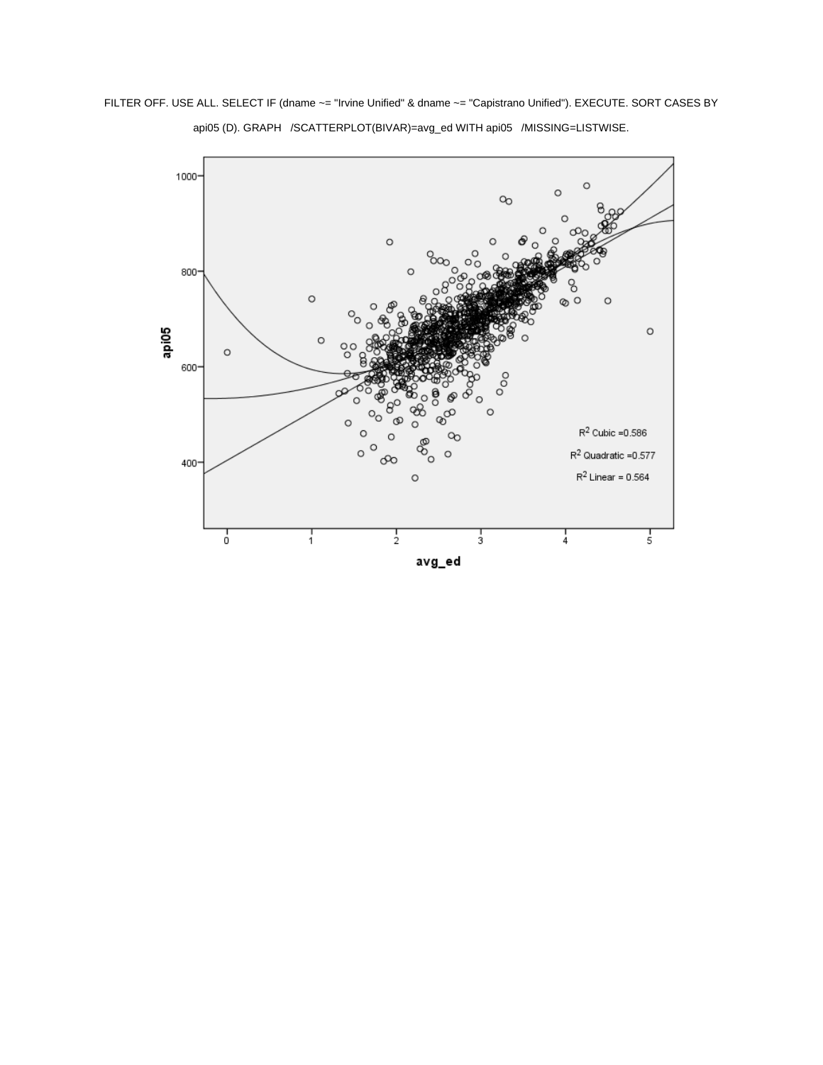FILTER OFF. USE ALL. SELECT IF (dname ~= "Irvine Unified" & dname ~= "Capistrano Unified"). EXECUTE. SORT CASES BY api05 (D). GRAPH /SCATTERPLOT(BIVAR)=avg_ed WITH api05 /MISSING=LISTWISE.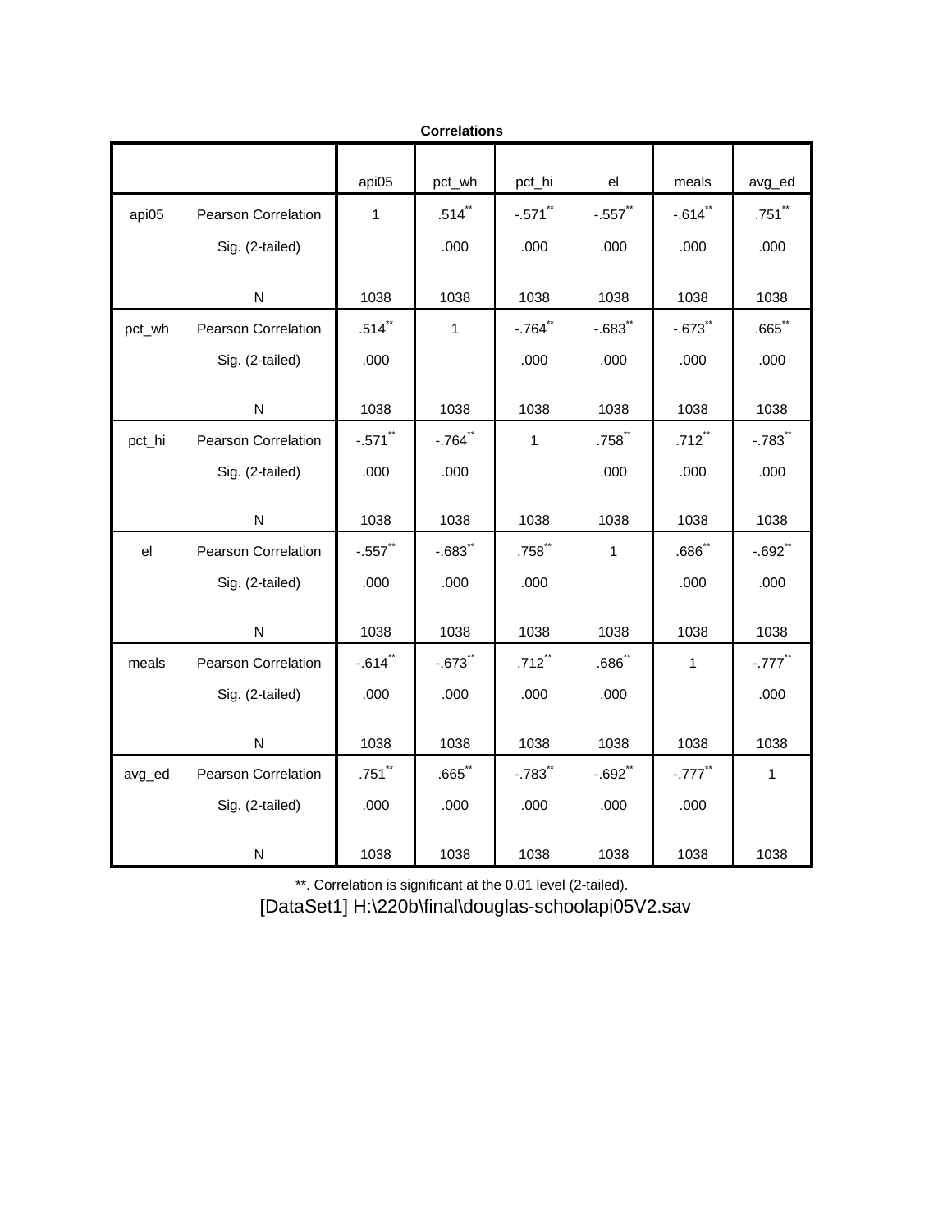**Correlations**

| | | api05 | pct_wh | pct_hi | el | meals | avg_ed |
|---|---|---|---|---|---|---|---|
| api05 | Pearson Correlation | 1 | .514** | -.571** | -.557** | -.614** | .751** |
| | Sig. (2-tailed) | | .000 | .000 | .000 | .000 | .000 |
| | N | 1038 | 1038 | 1038 | 1038 | 1038 | 1038 |
| pct_wh | Pearson Correlation | .514** | 1 | -.764** | -.683** | -.673** | .665** |
| | Sig. (2-tailed) | .000 | | .000 | .000 | .000 | .000 |
| | N | 1038 | 1038 | 1038 | 1038 | 1038 | 1038 |
| pct_hi | Pearson Correlation | -.571** | -.764** | 1 | .758** | .712** | -.783** |
| | Sig. (2-tailed) | .000 | .000 | | .000 | .000 | .000 |
| | N | 1038 | 1038 | 1038 | 1038 | 1038 | 1038 |
| el | Pearson Correlation | -.557** | -.683** | .758** | 1 | .686** | -.692** |
| | Sig. (2-tailed) | .000 | .000 | .000 | | .000 | .000 |
| | N | 1038 | 1038 | 1038 | 1038 | 1038 | 1038 |
| meals | Pearson Correlation | -.614** | -.673** | .712** | .686** | 1 | -.777** |
| | Sig. (2-tailed) | .000 | .000 | .000 | .000 | | .000 |
| | N | 1038 | 1038 | 1038 | 1038 | 1038 | 1038 |
| avg_ed | Pearson Correlation | .751** | .665** | -.783** | -.692** | -.777** | 1 |
| | Sig. (2-tailed) | .000 | .000 | .000 | .000 | .000 | |
| | N | 1038 | 1038 | 1038 | 1038 | 1038 | 1038 |

**. Correlation is significant at the 0.01 level (2-tailed).

[DataSet1] H:\220b\final\douglas-schoolapi05V2.sav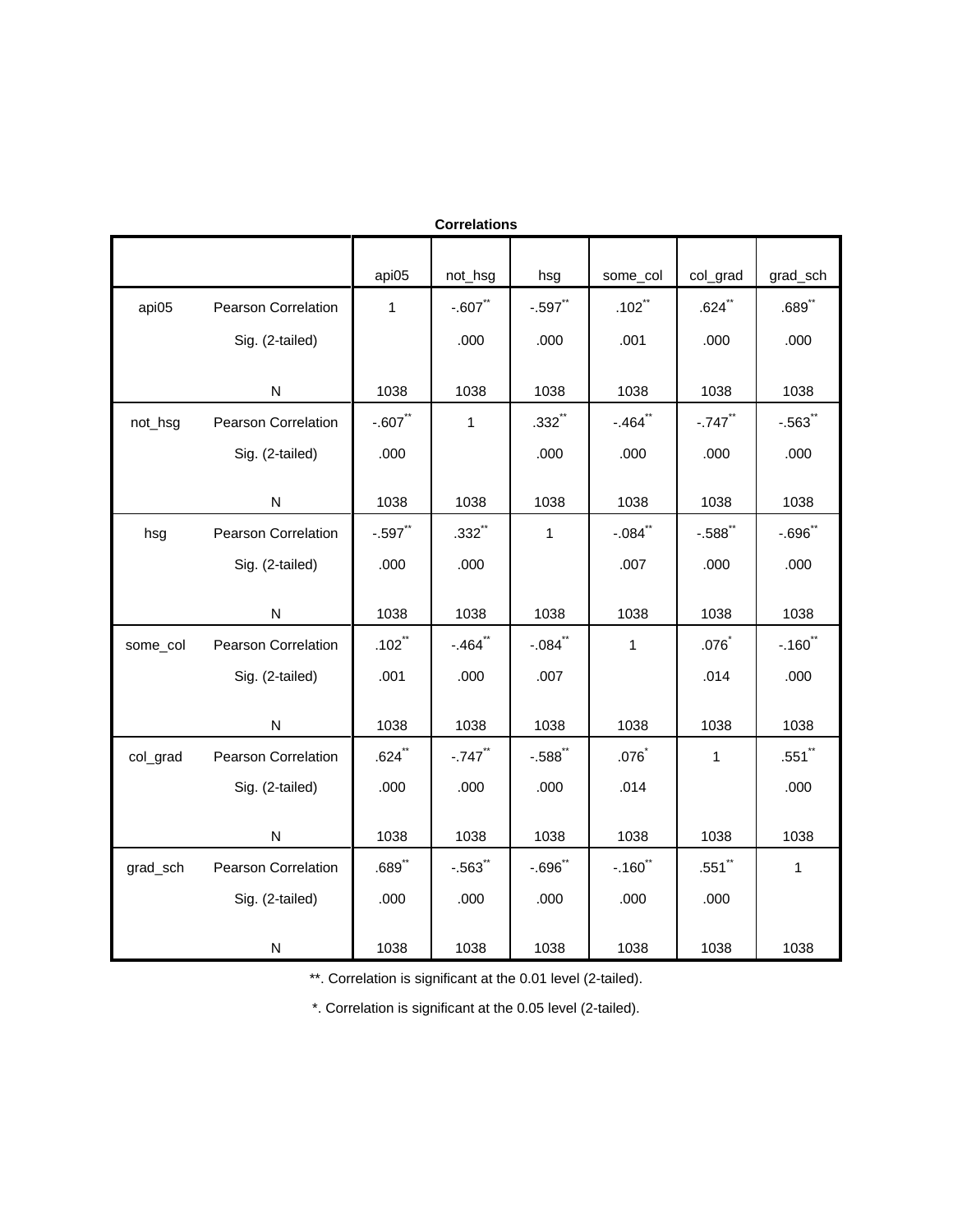**Correlations**

| | | api05 | not_hsg | hsg | some_col | col_grad | grad_sch |
|---|---|---|---|---|---|---|---|
| api05 | Pearson Correlation | 1 | -.607** | -.597** | .102** | .624** | .689** |
| | Sig. (2-tailed) | | .000 | .000 | .001 | .000 | .000 |
| | N | 1038 | 1038 | 1038 | 1038 | 1038 | 1038 |
| not_hsg | Pearson Correlation | -.607** | 1 | .332** | -.464** | -.747** | -.563** |
| | Sig. (2-tailed) | .000 | | .000 | .000 | .000 | .000 |
| | N | 1038 | 1038 | 1038 | 1038 | 1038 | 1038 |
| hsg | Pearson Correlation | -.597** | .332** | 1 | -.084** | -.588** | -.696** |
| | Sig. (2-tailed) | .000 | .000 | | .007 | .000 | .000 |
| | N | 1038 | 1038 | 1038 | 1038 | 1038 | 1038 |
| some_col | Pearson Correlation | .102** | -.464** | -.084** | 1 | .076* | -.160** |
| | Sig. (2-tailed) | .001 | .000 | .007 | | .014 | .000 |
| | N | 1038 | 1038 | 1038 | 1038 | 1038 | 1038 |
| col_grad | Pearson Correlation | .624** | -.747** | -.588** | .076* | 1 | .551** |
| | Sig. (2-tailed) | .000 | .000 | .000 | .014 | | .000 |
| | N | 1038 | 1038 | 1038 | 1038 | 1038 | 1038 |
| grad_sch | Pearson Correlation | .689** | -.563** | -.696** | -.160** | .551** | 1 |
| | Sig. (2-tailed) | .000 | .000 | .000 | .000 | .000 | |
| | N | 1038 | 1038 | 1038 | 1038 | 1038 | 1038 |

**. Correlation is significant at the 0.01 level (2-tailed).

*. Correlation is significant at the 0.05 level (2-tailed).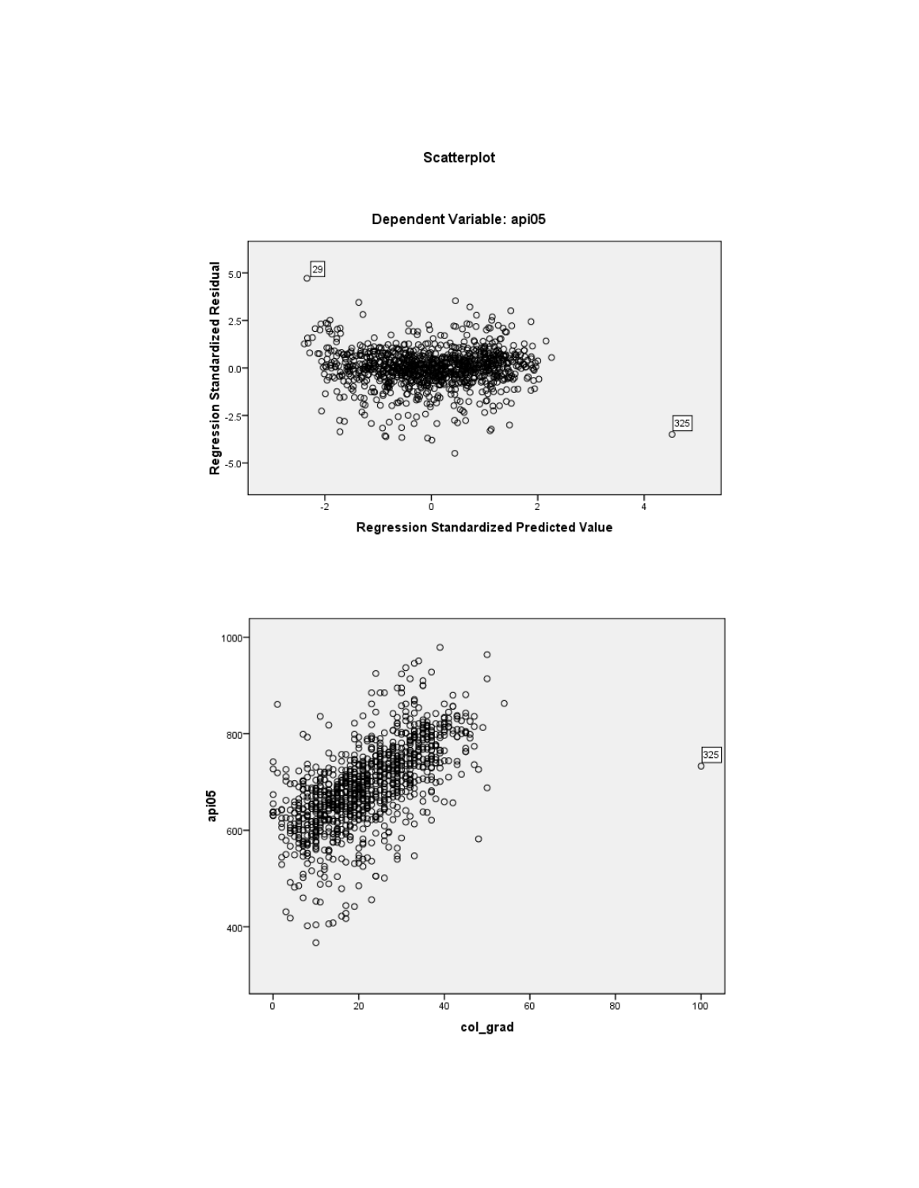**Scatterplot**

**Dependent Variable: api05**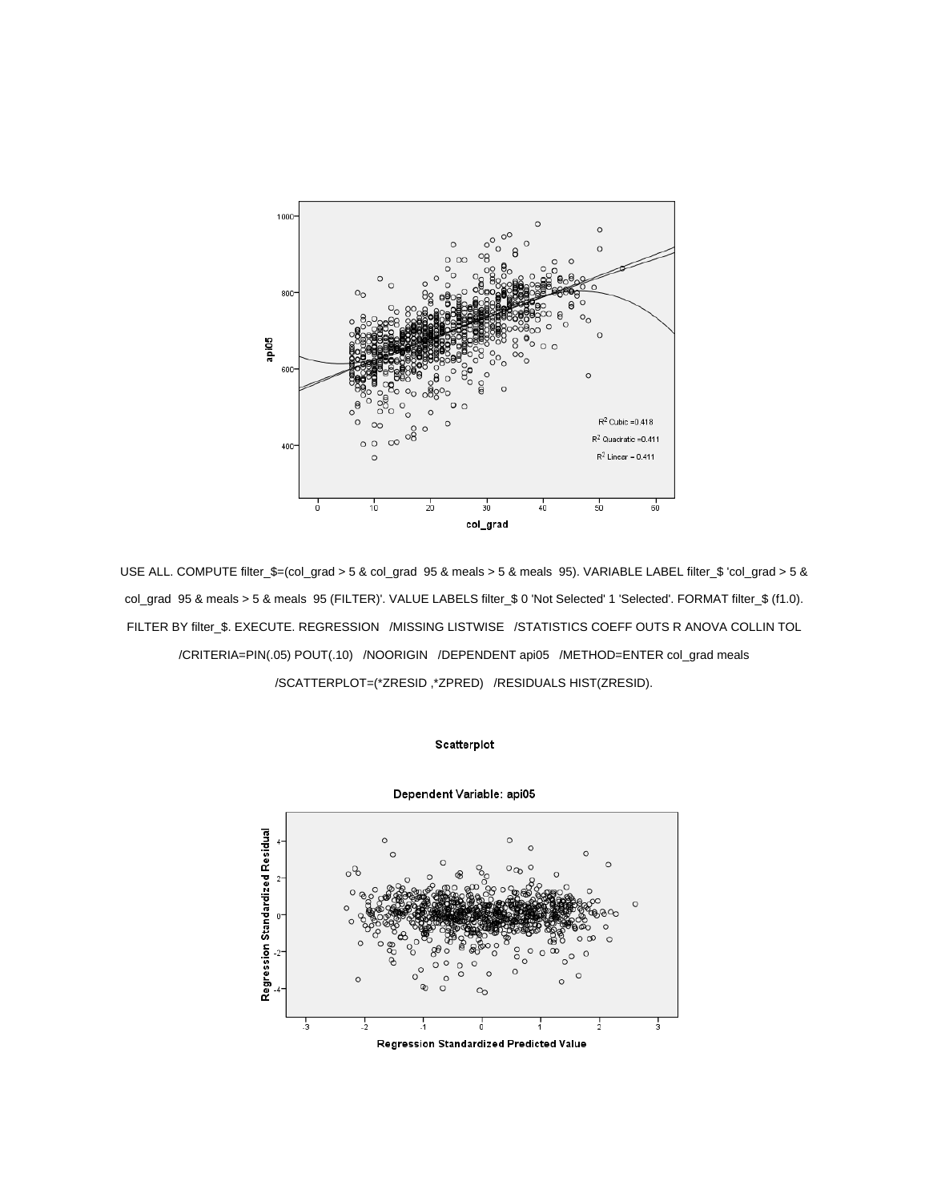1000

800

600

400

api05

0 10 20 30 40 50 60

col_grad

$R^2$ Cubic =0.418

$R^2$ Quadratic =0.411

$R^2$ Linear = 0.411

USE ALL. COMPUTE filter_$=(col_grad > 5 & col_grad  95 & meals > 5 & meals  95). VARIABLE LABEL filter_$ 'col_grad > 5 & col_grad  95 & meals > 5 & meals  95 (FILTER)'. VALUE LABELS filter_$ 0 'Not Selected' 1 'Selected'. FORMAT filter_$ (f1.0). FILTER BY filter_$. EXECUTE. REGRESSION   /MISSING LISTWISE   /STATISTICS COEFF OUTS R ANOVA COLLIN TOL /CRITERIA=PIN(.05) POUT(.10)   /NOORIGIN   /DEPENDENT api05   /METHOD=ENTER col_grad meals /SCATTERPLOT=(*ZRESID ,*ZPRED)   /RESIDUALS HIST(ZRESID).

Scatterplot

Dependent Variable: api05

Regression Standardized Residual

4

2

0

-2

-4

-3 -2 -1 0 1 2 3

Regression Standardized Predicted Value